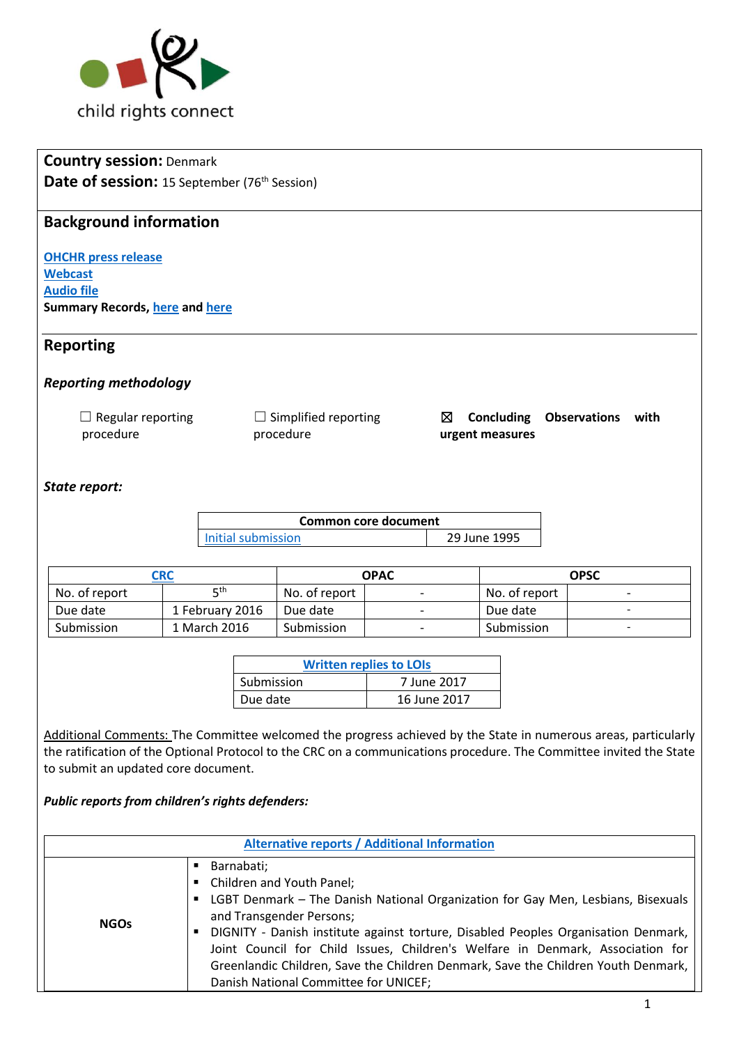child rights connect

**Country session:** Denmark
**Date of session:** 15 September (76th Session)

## Background information

[OHCHR press release](#)
[Webcast](#)
[Audio file](#)
**Summary Records, [here](#) and [here](#)**

## Reporting

### *Reporting methodology*

☐ Regular reporting procedure ☐ Simplified reporting procedure ☒ **Concluding Observations with urgent measures**

***State report:***

| Common core document | |
|---|---|
| Initial submission | 29 June 1995 |

| CRC | | OPAC | | OPSC | |
|---|---|---|---|---|---|
| No. of report | 5th | No. of report | - | No. of report | - |
| Due date | 1 February 2016 | Due date | - | Due date | - |
| Submission | 1 March 2016 | Submission | - | Submission | - |

| Written replies to LOIs | |
|---|---|
| Submission | 7 June 2017 |
| Due date | 16 June 2017 |

Additional Comments: The Committee welcomed the progress achieved by the State in numerous areas, particularly the ratification of the Optional Protocol to the CRC on a communications procedure. The Committee invited the State to submit an updated core document.

***Public reports from children's rights defenders:***

| Alternative reports / Additional Information | |
|---|---|
| **NGOs** | ▪ Barnabati;<br>▪ Children and Youth Panel;<br>▪ LGBT Denmark – The Danish National Organization for Gay Men, Lesbians, Bisexuals and Transgender Persons;<br>▪ DIGNITY - Danish institute against torture, Disabled Peoples Organisation Denmark, Joint Council for Child Issues, Children's Welfare in Denmark, Association for Greenlandic Children, Save the Children Denmark, Save the Children Youth Denmark, Danish National Committee for UNICEF; |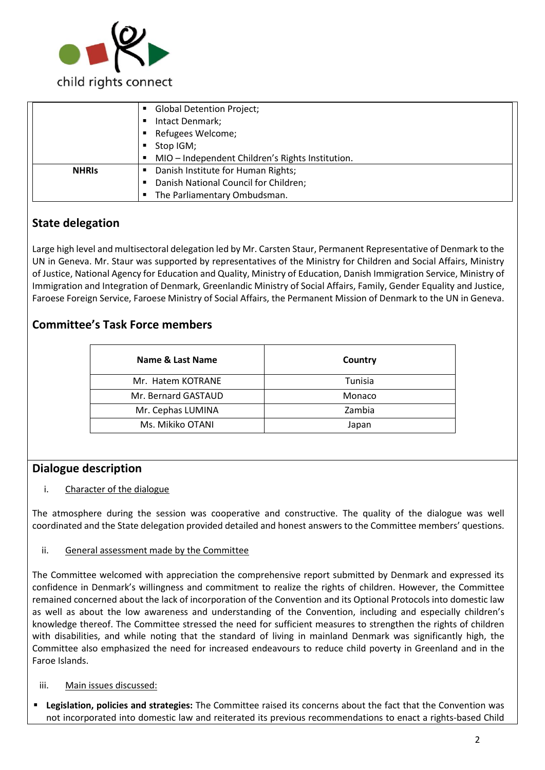|  |  |
| --- | --- |
|  | ▪ Global Detention Project; ▪ Intact Denmark; ▪ Refugees Welcome; ▪ Stop IGM; ▪ MIO – Independent Children's Rights Institution. |
| **NHRIs** | ▪ Danish Institute for Human Rights; ▪ Danish National Council for Children; ▪ The Parliamentary Ombudsman. |

## State delegation

Large high level and multisectoral delegation led by Mr. Carsten Staur, Permanent Representative of Denmark to the UN in Geneva. Mr. Staur was supported by representatives of the Ministry for Children and Social Affairs, Ministry of Justice, National Agency for Education and Quality, Ministry of Education, Danish Immigration Service, Ministry of Immigration and Integration of Denmark, Greenlandic Ministry of Social Affairs, Family, Gender Equality and Justice, Faroese Foreign Service, Faroese Ministry of Social Affairs, the Permanent Mission of Denmark to the UN in Geneva.

## Committee's Task Force members

| Name & Last Name | Country |
| --- | --- |
| Mr. Hatem KOTRANE | Tunisia |
| Mr. Bernard GASTAUD | Monaco |
| Mr. Cephas LUMINA | Zambia |
| Ms. Mikiko OTANI | Japan |

## Dialogue description

i. Character of the dialogue

The atmosphere during the session was cooperative and constructive. The quality of the dialogue was well coordinated and the State delegation provided detailed and honest answers to the Committee members' questions.

ii. General assessment made by the Committee

The Committee welcomed with appreciation the comprehensive report submitted by Denmark and expressed its confidence in Denmark's willingness and commitment to realize the rights of children. However, the Committee remained concerned about the lack of incorporation of the Convention and its Optional Protocols into domestic law as well as about the low awareness and understanding of the Convention, including and especially children's knowledge thereof. The Committee stressed the need for sufficient measures to strengthen the rights of children with disabilities, and while noting that the standard of living in mainland Denmark was significantly high, the Committee also emphasized the need for increased endeavours to reduce child poverty in Greenland and in the Faroe Islands.

iii. Main issues discussed:

- **Legislation, policies and strategies:** The Committee raised its concerns about the fact that the Convention was not incorporated into domestic law and reiterated its previous recommendations to enact a rights-based Child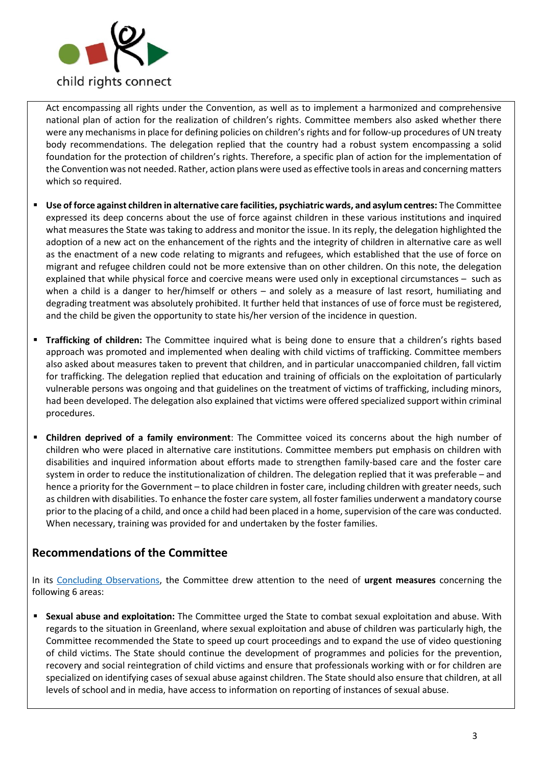Act encompassing all rights under the Convention, as well as to implement a harmonized and comprehensive national plan of action for the realization of children's rights. Committee members also asked whether there were any mechanisms in place for defining policies on children's rights and for follow-up procedures of UN treaty body recommendations. The delegation replied that the country had a robust system encompassing a solid foundation for the protection of children's rights. Therefore, a specific plan of action for the implementation of the Convention was not needed. Rather, action plans were used as effective tools in areas and concerning matters which so required.

- **Use of force against children in alternative care facilities, psychiatric wards, and asylum centres:** The Committee expressed its deep concerns about the use of force against children in these various institutions and inquired what measures the State was taking to address and monitor the issue. In its reply, the delegation highlighted the adoption of a new act on the enhancement of the rights and the integrity of children in alternative care as well as the enactment of a new code relating to migrants and refugees, which established that the use of force on migrant and refugee children could not be more extensive than on other children. On this note, the delegation explained that while physical force and coercive means were used only in exceptional circumstances – such as when a child is a danger to her/himself or others – and solely as a measure of last resort, humiliating and degrading treatment was absolutely prohibited. It further held that instances of use of force must be registered, and the child be given the opportunity to state his/her version of the incidence in question.

- **Trafficking of children:** The Committee inquired what is being done to ensure that a children's rights based approach was promoted and implemented when dealing with child victims of trafficking. Committee members also asked about measures taken to prevent that children, and in particular unaccompanied children, fall victim for trafficking. The delegation replied that education and training of officials on the exploitation of particularly vulnerable persons was ongoing and that guidelines on the treatment of victims of trafficking, including minors, had been developed. The delegation also explained that victims were offered specialized support within criminal procedures.

- **Children deprived of a family environment**: The Committee voiced its concerns about the high number of children who were placed in alternative care institutions. Committee members put emphasis on children with disabilities and inquired information about efforts made to strengthen family-based care and the foster care system in order to reduce the institutionalization of children. The delegation replied that it was preferable – and hence a priority for the Government – to place children in foster care, including children with greater needs, such as children with disabilities. To enhance the foster care system, all foster families underwent a mandatory course prior to the placing of a child, and once a child had been placed in a home, supervision of the care was conducted. When necessary, training was provided for and undertaken by the foster families.

## Recommendations of the Committee

In its Concluding Observations, the Committee drew attention to the need of **urgent measures** concerning the following 6 areas:

- **Sexual abuse and exploitation:** The Committee urged the State to combat sexual exploitation and abuse. With regards to the situation in Greenland, where sexual exploitation and abuse of children was particularly high, the Committee recommended the State to speed up court proceedings and to expand the use of video questioning of child victims. The State should continue the development of programmes and policies for the prevention, recovery and social reintegration of child victims and ensure that professionals working with or for children are specialized on identifying cases of sexual abuse against children. The State should also ensure that children, at all levels of school and in media, have access to information on reporting of instances of sexual abuse.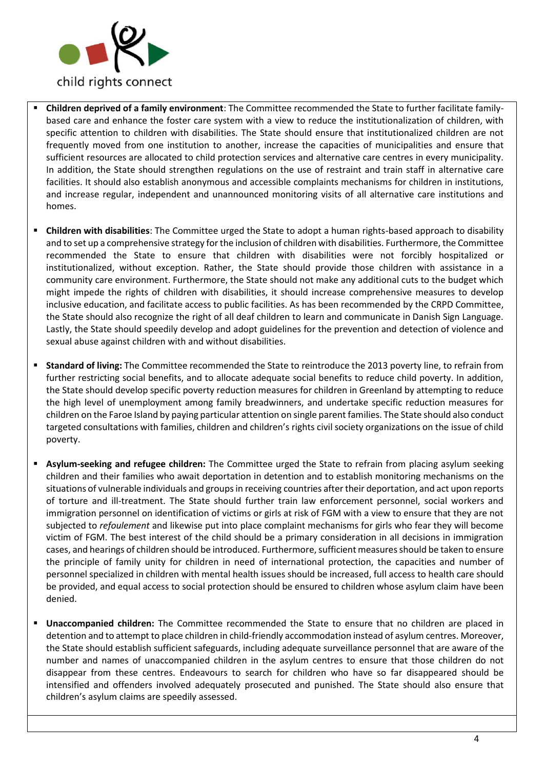- **Children deprived of a family environment**: The Committee recommended the State to further facilitate family-based care and enhance the foster care system with a view to reduce the institutionalization of children, with specific attention to children with disabilities. The State should ensure that institutionalized children are not frequently moved from one institution to another, increase the capacities of municipalities and ensure that sufficient resources are allocated to child protection services and alternative care centres in every municipality. In addition, the State should strengthen regulations on the use of restraint and train staff in alternative care facilities. It should also establish anonymous and accessible complaints mechanisms for children in institutions, and increase regular, independent and unannounced monitoring visits of all alternative care institutions and homes.

- **Children with disabilities**: The Committee urged the State to adopt a human rights-based approach to disability and to set up a comprehensive strategy for the inclusion of children with disabilities. Furthermore, the Committee recommended the State to ensure that children with disabilities were not forcibly hospitalized or institutionalized, without exception. Rather, the State should provide those children with assistance in a community care environment. Furthermore, the State should not make any additional cuts to the budget which might impede the rights of children with disabilities, it should increase comprehensive measures to develop inclusive education, and facilitate access to public facilities. As has been recommended by the CRPD Committee, the State should also recognize the right of all deaf children to learn and communicate in Danish Sign Language. Lastly, the State should speedily develop and adopt guidelines for the prevention and detection of violence and sexual abuse against children with and without disabilities.

- **Standard of living:** The Committee recommended the State to reintroduce the 2013 poverty line, to refrain from further restricting social benefits, and to allocate adequate social benefits to reduce child poverty. In addition, the State should develop specific poverty reduction measures for children in Greenland by attempting to reduce the high level of unemployment among family breadwinners, and undertake specific reduction measures for children on the Faroe Island by paying particular attention on single parent families. The State should also conduct targeted consultations with families, children and children's rights civil society organizations on the issue of child poverty.

- **Asylum-seeking and refugee children:** The Committee urged the State to refrain from placing asylum seeking children and their families who await deportation in detention and to establish monitoring mechanisms on the situations of vulnerable individuals and groups in receiving countries after their deportation, and act upon reports of torture and ill-treatment. The State should further train law enforcement personnel, social workers and immigration personnel on identification of victims or girls at risk of FGM with a view to ensure that they are not subjected to *refoulement* and likewise put into place complaint mechanisms for girls who fear they will become victim of FGM. The best interest of the child should be a primary consideration in all decisions in immigration cases, and hearings of children should be introduced. Furthermore, sufficient measures should be taken to ensure the principle of family unity for children in need of international protection, the capacities and number of personnel specialized in children with mental health issues should be increased, full access to health care should be provided, and equal access to social protection should be ensured to children whose asylum claim have been denied.

- **Unaccompanied children:** The Committee recommended the State to ensure that no children are placed in detention and to attempt to place children in child-friendly accommodation instead of asylum centres. Moreover, the State should establish sufficient safeguards, including adequate surveillance personnel that are aware of the number and names of unaccompanied children in the asylum centres to ensure that those children do not disappear from these centres. Endeavours to search for children who have so far disappeared should be intensified and offenders involved adequately prosecuted and punished. The State should also ensure that children's asylum claims are speedily assessed.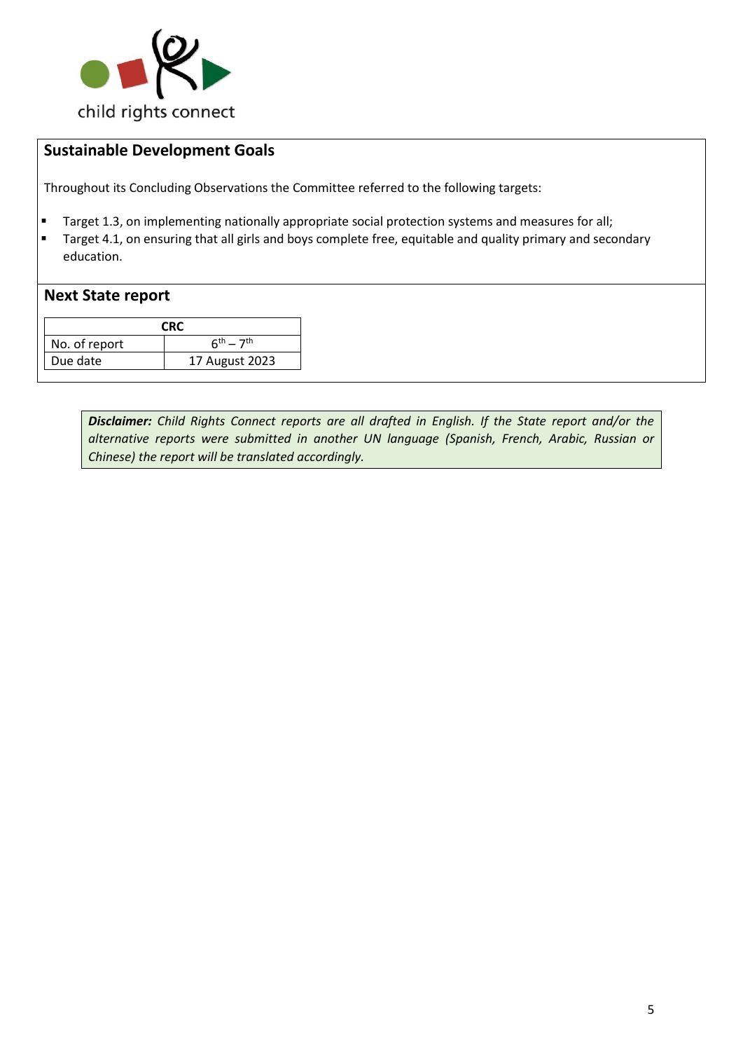## Sustainable Development Goals

Throughout its Concluding Observations the Committee referred to the following targets:

- Target 1.3, on implementing nationally appropriate social protection systems and measures for all;
- Target 4.1, on ensuring that all girls and boys complete free, equitable and quality primary and secondary education.

## Next State report

| CRC | |
|---|---|
| No. of report | 6th – 7th |
| Due date | 17 August 2023 |

***Disclaimer:** Child Rights Connect reports are all drafted in English. If the State report and/or the alternative reports were submitted in another UN language (Spanish, French, Arabic, Russian or Chinese) the report will be translated accordingly.*